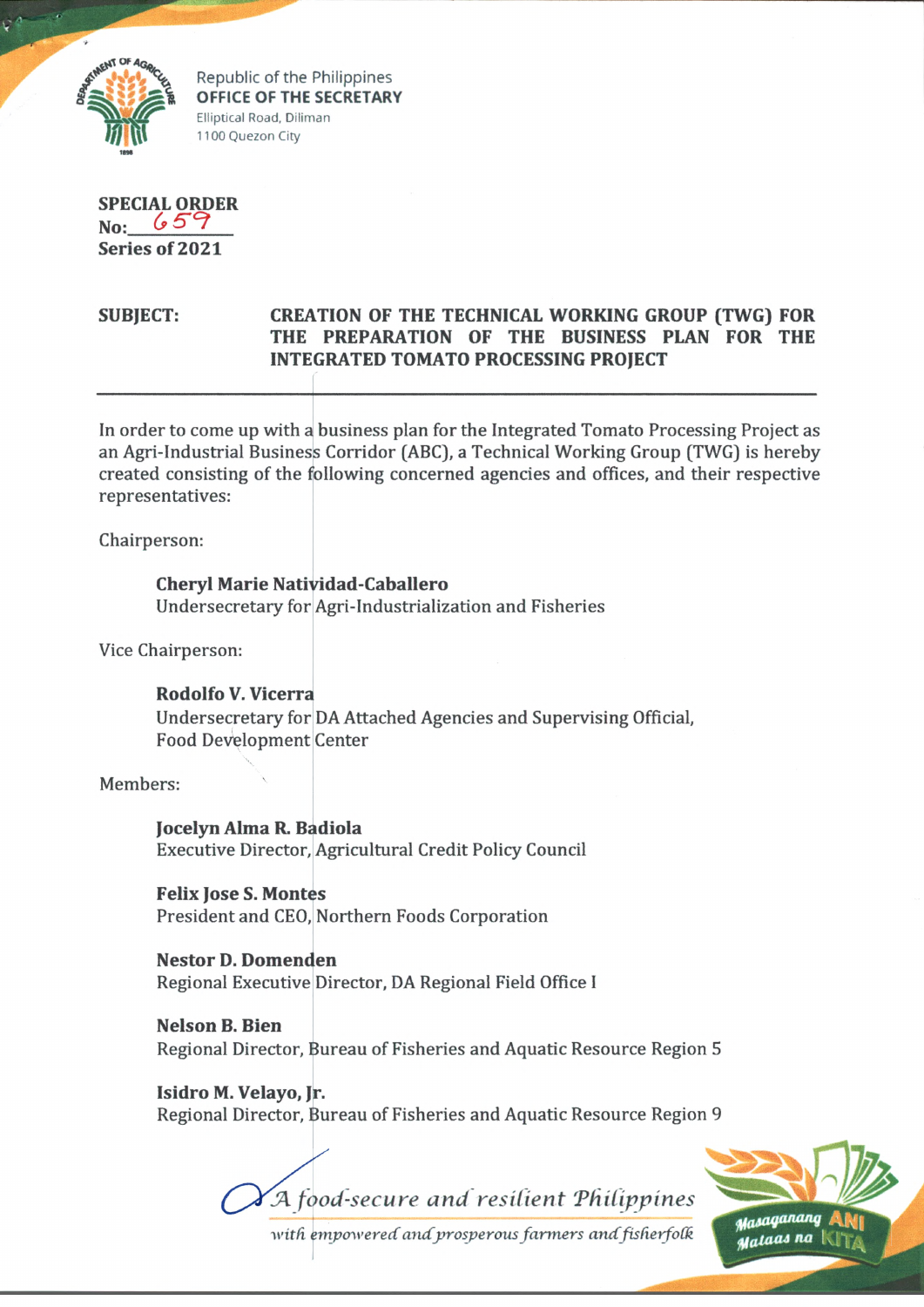Republic of the Philippines
**OFFICE OF THE SECRETARY**
Elliptical Road, Diliman
1100 Quezon City

**SPECIAL ORDER**
**No: 659**
**Series of 2021**

**SUBJECT:** **CREATION OF THE TECHNICAL WORKING GROUP (TWG) FOR THE PREPARATION OF THE BUSINESS PLAN FOR THE INTEGRATED TOMATO PROCESSING PROJECT**

---

In order to come up with a business plan for the Integrated Tomato Processing Project as an Agri-Industrial Business Corridor (ABC), a Technical Working Group (TWG) is hereby created consisting of the following concerned agencies and offices, and their respective representatives:

Chairperson:

> **Cheryl Marie Natividad-Caballero**
> Undersecretary for Agri-Industrialization and Fisheries

Vice Chairperson:

> **Rodolfo V. Vicerra**
> Undersecretary for DA Attached Agencies and Supervising Official, Food Development Center

Members:

> **Jocelyn Alma R. Badiola**
> Executive Director, Agricultural Credit Policy Council
>
> **Felix Jose S. Montes**
> President and CEO, Northern Foods Corporation
>
> **Nestor D. Domenden**
> Regional Executive Director, DA Regional Field Office I
>
> **Nelson B. Bien**
> Regional Director, Bureau of Fisheries and Aquatic Resource Region 5
>
> **Isidro M. Velayo, Jr.**
> Regional Director, Bureau of Fisheries and Aquatic Resource Region 9

*A food-secure and resilient Philippines with empowered and prosperous farmers and fisherfolk*

Masaganang ANI Mataas na KITA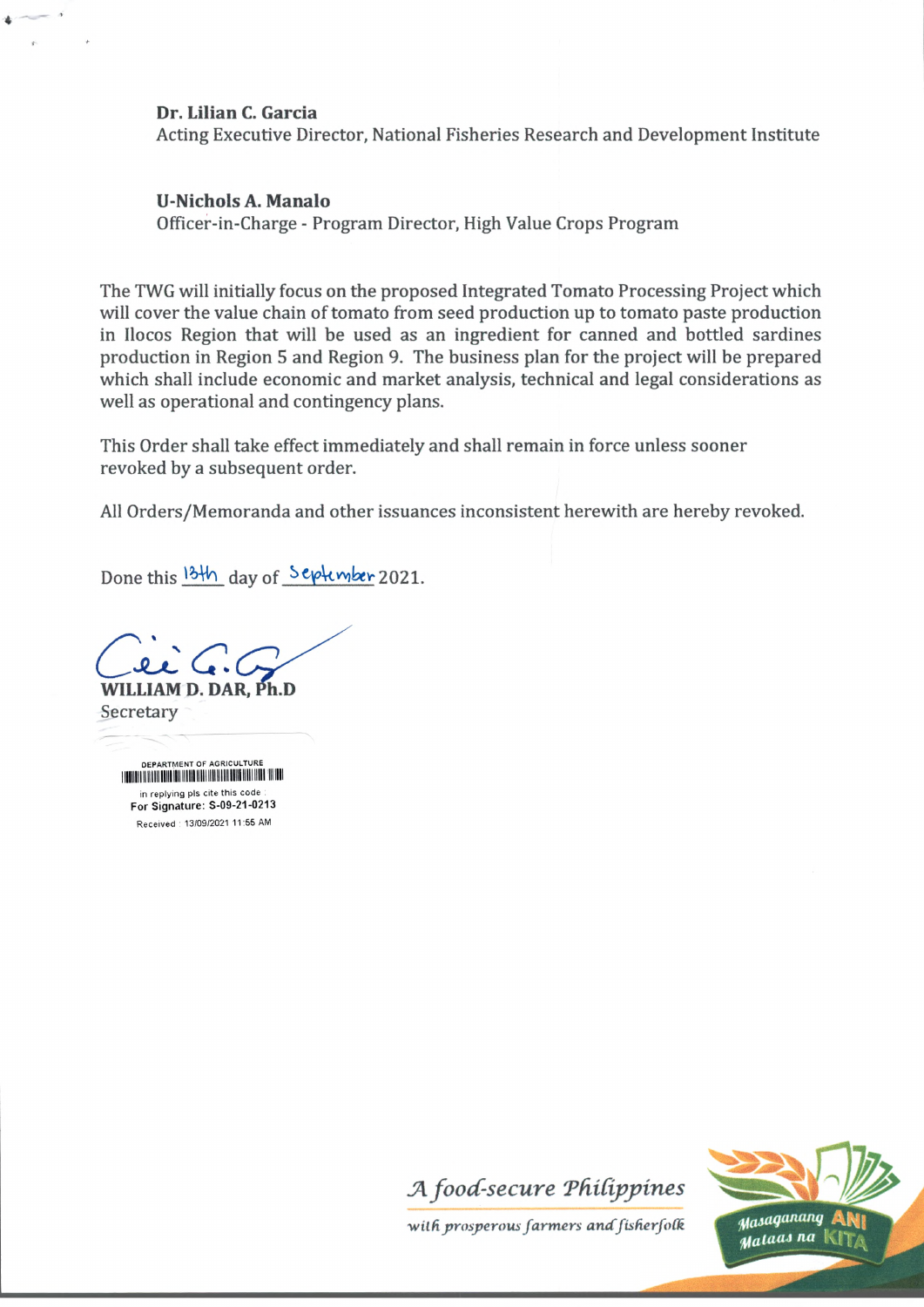**Dr. Lilian C. Garcia**
Acting Executive Director, National Fisheries Research and Development Institute

**U-Nichols A. Manalo**
Officer-in-Charge - Program Director, High Value Crops Program

The TWG will initially focus on the proposed Integrated Tomato Processing Project which will cover the value chain of tomato from seed production up to tomato paste production in Ilocos Region that will be used as an ingredient for canned and bottled sardines production in Region 5 and Region 9. The business plan for the project will be prepared which shall include economic and market analysis, technical and legal considerations as well as operational and contingency plans.

This Order shall take effect immediately and shall remain in force unless sooner revoked by a subsequent order.

All Orders/Memoranda and other issuances inconsistent herewith are hereby revoked.

Done this 13th day of September 2021.

**WILLIAM D. DAR, Ph.D**
Secretary

DEPARTMENT OF AGRICULTURE
in replying pls cite this code :
For Signature: S-09-21-0213
Received : 13/09/2021 11:55 AM

*A food-secure Philippines*
*with prosperous farmers and fisherfolk*

Masaganang ANI Mataas na KITA